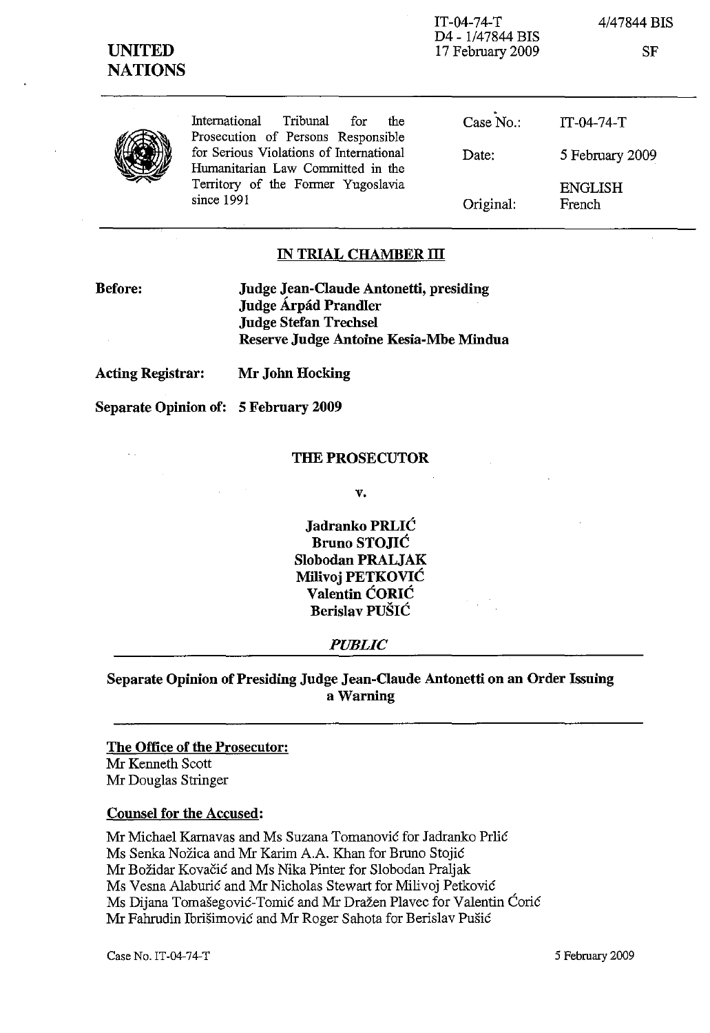IT-04-74-T
D4 - 1/47844 BIS
17 February 2009

4/47844 BIS

SF

**UNITED NATIONS**

International Tribunal for the Prosecution of Persons Responsible for Serious Violations of International Humanitarian Law Committed in the Territory of the Former Yugoslavia since 1991

| | |
|---|---|
| Case No.: | IT-04-74-T |
| Date: | 5 February 2009 |
| Original: | ENGLISH French |

## IN TRIAL CHAMBER III

**Before:** **Judge Jean-Claude Antonetti, presiding**
**Judge Árpád Prandler**
**Judge Stefan Trechsel**
**Reserve Judge Antoine Kesia-Mbe Mindua**

**Acting Registrar:** **Mr John Hocking**

**Separate Opinion of:** **5 February 2009**

**THE PROSECUTOR**

**v.**

**Jadranko PRLIĆ**
**Bruno STOJIĆ**
**Slobodan PRALJAK**
**Milivoj PETKOVIĆ**
**Valentin ĆORIĆ**
**Berislav PUŠIĆ**

***PUBLIC***

**Separate Opinion of Presiding Judge Jean-Claude Antonetti on an Order Issuing a Warning**

**The Office of the Prosecutor:**
Mr Kenneth Scott
Mr Douglas Stringer

**Counsel for the Accused:**

Mr Michael Karnavas and Ms Suzana Tomanović for Jadranko Prlić
Ms Senka Nožica and Mr Karim A.A. Khan for Bruno Stojić
Mr Božidar Kovačić and Ms Nika Pinter for Slobodan Praljak
Ms Vesna Alaburić and Mr Nicholas Stewart for Milivoj Petković
Ms Dijana Tomašegović-Tomić and Mr Dražen Plavec for Valentin Ćorić
Mr Fahrudin Ibrišimović and Mr Roger Sahota for Berislav Pušić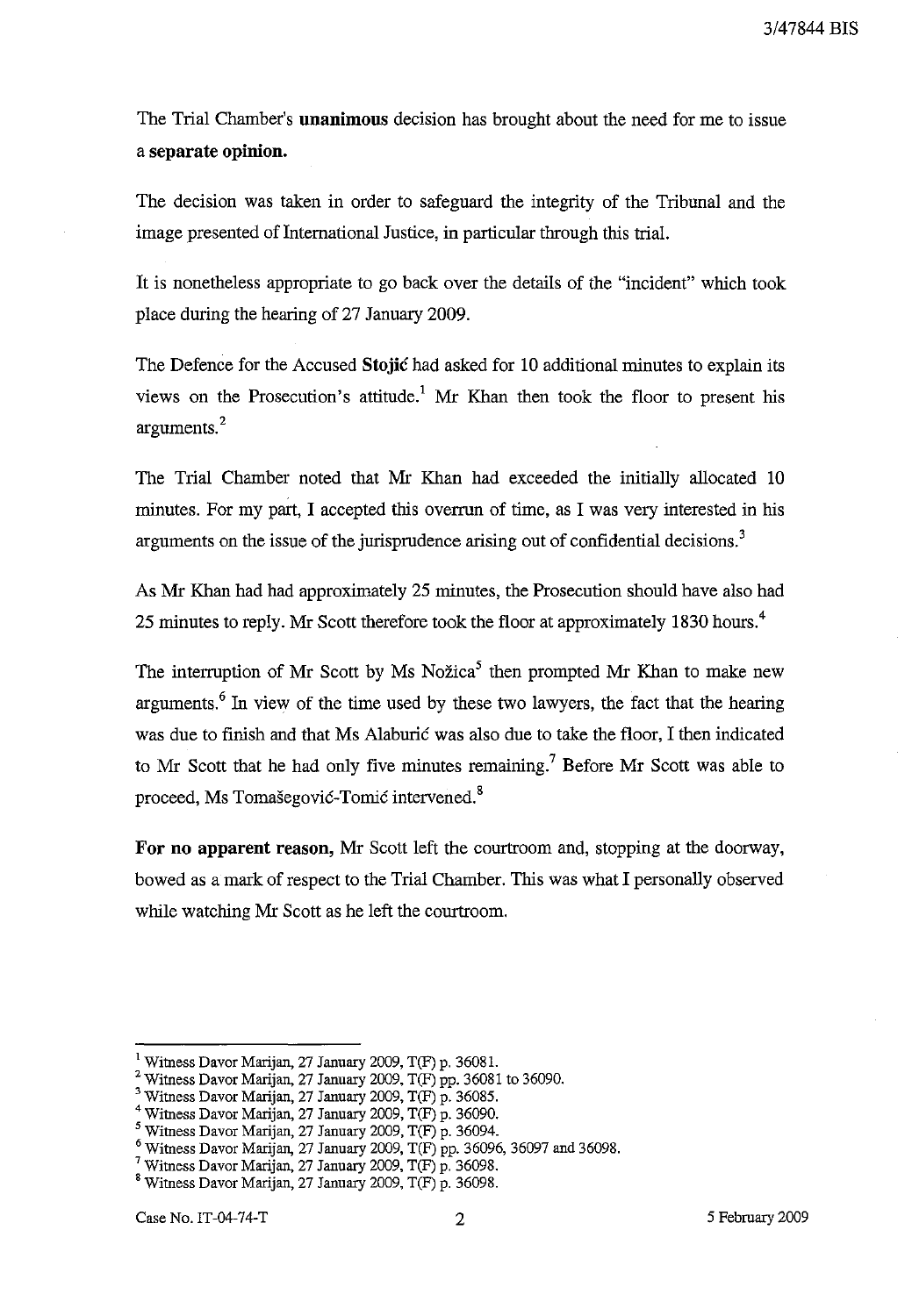The Trial Chamber's **unanimous** decision has brought about the need for me to issue a **separate opinion.**

The decision was taken in order to safeguard the integrity of the Tribunal and the image presented of International Justice, in particular through this trial.

It is nonetheless appropriate to go back over the details of the "incident" which took place during the hearing of 27 January 2009.

The Defence for the Accused **Stojić** had asked for 10 additional minutes to explain its views on the Prosecution's attitude.[1] Mr Khan then took the floor to present his arguments.[2]

The Trial Chamber noted that Mr Khan had exceeded the initially allocated 10 minutes. For my part, I accepted this overrun of time, as I was very interested in his arguments on the issue of the jurisprudence arising out of confidential decisions.[3]

As Mr Khan had had approximately 25 minutes, the Prosecution should have also had 25 minutes to reply. Mr Scott therefore took the floor at approximately 1830 hours.[4]

The interruption of Mr Scott by Ms Nožica[5] then prompted Mr Khan to make new arguments.[6] In view of the time used by these two lawyers, the fact that the hearing was due to finish and that Ms Alaburić was also due to take the floor, I then indicated to Mr Scott that he had only five minutes remaining.[7] Before Mr Scott was able to proceed, Ms Tomašegović-Tomić intervened.[8]

**For no apparent reason,** Mr Scott left the courtroom and, stopping at the doorway, bowed as a mark of respect to the Trial Chamber. This was what I personally observed while watching Mr Scott as he left the courtroom.

---

[1] Witness Davor Marijan, 27 January 2009, T(F) p. 36081.

[2] Witness Davor Marijan, 27 January 2009, T(F) pp. 36081 to 36090.

[3] Witness Davor Marijan, 27 January 2009, T(F) p. 36085.

[4] Witness Davor Marijan, 27 January 2009, T(F) p. 36090.

[5] Witness Davor Marijan, 27 January 2009, T(F) p. 36094.

[6] Witness Davor Marijan, 27 January 2009, T(F) pp. 36096, 36097 and 36098.

[7] Witness Davor Marijan, 27 January 2009, T(F) p. 36098.

[8] Witness Davor Marijan, 27 January 2009, T(F) p. 36098.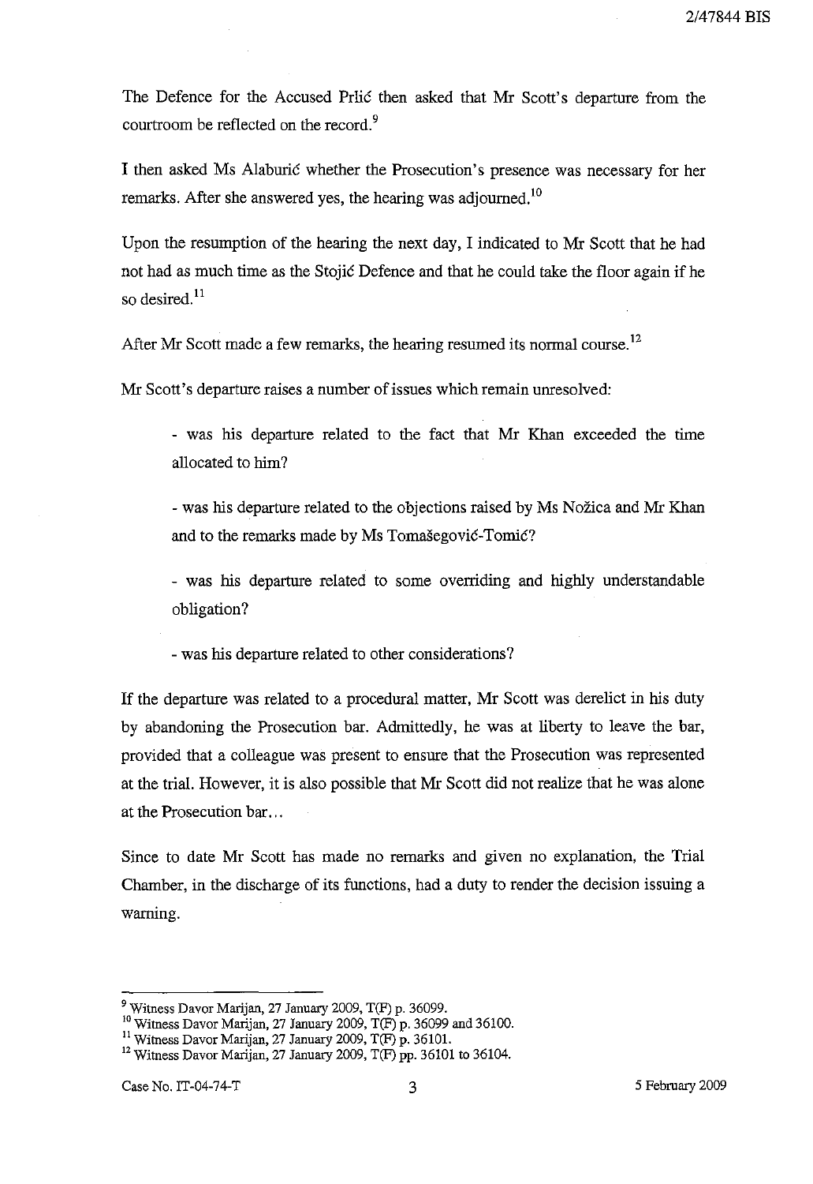The Defence for the Accused Prlić then asked that Mr Scott's departure from the courtroom be reflected on the record.[9]

I then asked Ms Alaburić whether the Prosecution's presence was necessary for her remarks. After she answered yes, the hearing was adjourned.[10]

Upon the resumption of the hearing the next day, I indicated to Mr Scott that he had not had as much time as the Stojić Defence and that he could take the floor again if he so desired.[11]

After Mr Scott made a few remarks, the hearing resumed its normal course.[12]

Mr Scott's departure raises a number of issues which remain unresolved:

- was his departure related to the fact that Mr Khan exceeded the time allocated to him?

- was his departure related to the objections raised by Ms Nožica and Mr Khan and to the remarks made by Ms Tomašegović-Tomić?

- was his departure related to some overriding and highly understandable obligation?

- was his departure related to other considerations?

If the departure was related to a procedural matter, Mr Scott was derelict in his duty by abandoning the Prosecution bar. Admittedly, he was at liberty to leave the bar, provided that a colleague was present to ensure that the Prosecution was represented at the trial. However, it is also possible that Mr Scott did not realize that he was alone at the Prosecution bar...

Since to date Mr Scott has made no remarks and given no explanation, the Trial Chamber, in the discharge of its functions, had a duty to render the decision issuing a warning.

---

[9] Witness Davor Marijan, 27 January 2009, T(F) p. 36099.
[10] Witness Davor Marijan, 27 January 2009, T(F) p. 36099 and 36100.
[11] Witness Davor Marijan, 27 January 2009, T(F) p. 36101.
[12] Witness Davor Marijan, 27 January 2009, T(F) pp. 36101 to 36104.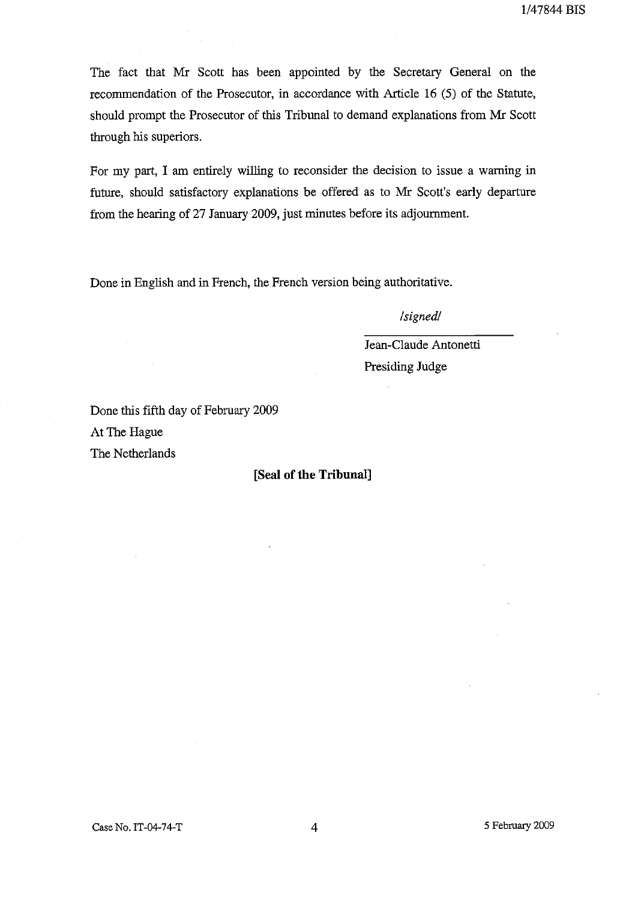The fact that Mr Scott has been appointed by the Secretary General on the recommendation of the Prosecutor, in accordance with Article 16 (5) of the Statute, should prompt the Prosecutor of this Tribunal to demand explanations from Mr Scott through his superiors.

For my part, I am entirely willing to reconsider the decision to issue a warning in future, should satisfactory explanations be offered as to Mr Scott's early departure from the hearing of 27 January 2009, just minutes before its adjournment.

Done in English and in French, the French version being authoritative.

*/signed/*

Jean-Claude Antonetti
Presiding Judge

Done this fifth day of February 2009
At The Hague
The Netherlands

**[Seal of the Tribunal]**